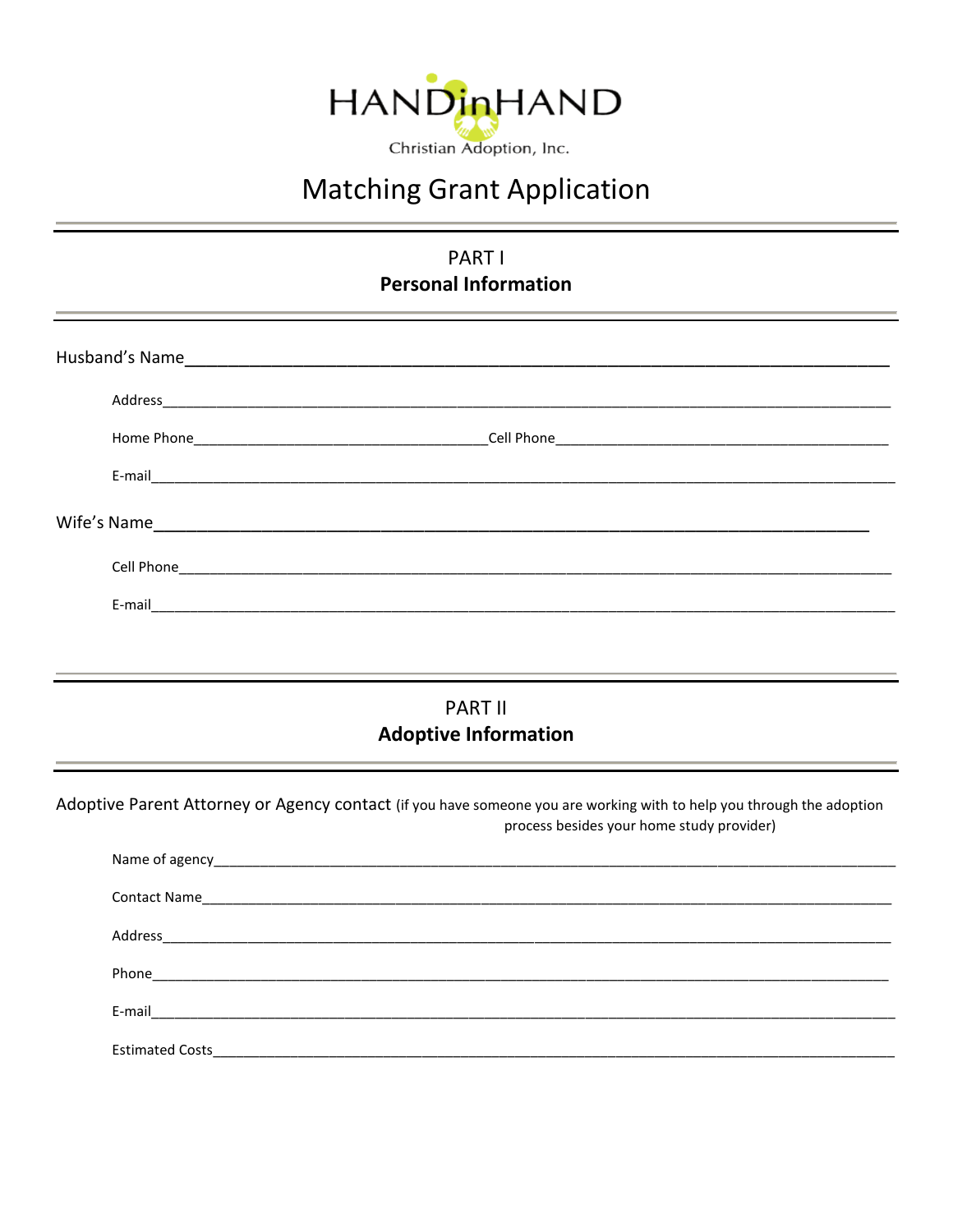HANDinHAND

Christian Adoption, Inc.

# Matching Grant Application

## PART I
## **Personal Information**

Husband's Name\_\_\_\_\_\_\_\_\_\_\_\_\_\_\_\_\_\_\_\_\_\_\_\_\_\_\_\_\_\_\_\_\_\_\_\_\_\_\_\_\_\_\_\_\_\_\_\_\_\_\_\_\_\_\_\_\_\_\_\_

Address\_\_\_\_\_\_\_\_\_\_\_\_\_\_\_\_\_\_\_\_\_\_\_\_\_\_\_\_\_\_\_\_\_\_\_\_\_\_\_\_\_\_\_\_\_\_\_\_\_\_\_\_\_\_\_\_\_\_\_\_\_\_\_\_\_\_

Home Phone\_\_\_\_\_\_\_\_\_\_\_\_\_\_\_\_\_\_\_\_\_\_\_\_\_\_\_\_\_\_Cell Phone\_\_\_\_\_\_\_\_\_\_\_\_\_\_\_\_\_\_\_\_\_\_\_\_\_\_\_\_\_\_\_\_\_\_

E-mail\_\_\_\_\_\_\_\_\_\_\_\_\_\_\_\_\_\_\_\_\_\_\_\_\_\_\_\_\_\_\_\_\_\_\_\_\_\_\_\_\_\_\_\_\_\_\_\_\_\_\_\_\_\_\_\_\_\_\_\_\_\_\_\_\_\_\_

Wife's Name\_\_\_\_\_\_\_\_\_\_\_\_\_\_\_\_\_\_\_\_\_\_\_\_\_\_\_\_\_\_\_\_\_\_\_\_\_\_\_\_\_\_\_\_\_\_\_\_\_\_\_\_\_\_\_\_\_\_\_\_

Cell Phone\_\_\_\_\_\_\_\_\_\_\_\_\_\_\_\_\_\_\_\_\_\_\_\_\_\_\_\_\_\_\_\_\_\_\_\_\_\_\_\_\_\_\_\_\_\_\_\_\_\_\_\_\_\_\_\_\_\_\_\_\_\_\_\_

E-mail\_\_\_\_\_\_\_\_\_\_\_\_\_\_\_\_\_\_\_\_\_\_\_\_\_\_\_\_\_\_\_\_\_\_\_\_\_\_\_\_\_\_\_\_\_\_\_\_\_\_\_\_\_\_\_\_\_\_\_\_\_\_\_\_\_\_\_

## PART II
## **Adoptive Information**

Adoptive Parent Attorney or Agency contact (if you have someone you are working with to help you through the adoption process besides your home study provider)

Name of agency\_\_\_\_\_\_\_\_\_\_\_\_\_\_\_\_\_\_\_\_\_\_\_\_\_\_\_\_\_\_\_\_\_\_\_\_\_\_\_\_\_\_\_\_\_\_\_\_\_\_\_\_\_\_\_\_\_\_\_\_\_\_

Contact Name\_\_\_\_\_\_\_\_\_\_\_\_\_\_\_\_\_\_\_\_\_\_\_\_\_\_\_\_\_\_\_\_\_\_\_\_\_\_\_\_\_\_\_\_\_\_\_\_\_\_\_\_\_\_\_\_\_\_\_\_\_\_\_

Address\_\_\_\_\_\_\_\_\_\_\_\_\_\_\_\_\_\_\_\_\_\_\_\_\_\_\_\_\_\_\_\_\_\_\_\_\_\_\_\_\_\_\_\_\_\_\_\_\_\_\_\_\_\_\_\_\_\_\_\_\_\_\_\_\_\_

Phone\_\_\_\_\_\_\_\_\_\_\_\_\_\_\_\_\_\_\_\_\_\_\_\_\_\_\_\_\_\_\_\_\_\_\_\_\_\_\_\_\_\_\_\_\_\_\_\_\_\_\_\_\_\_\_\_\_\_\_\_\_\_\_\_\_\_\_\_

E-mail\_\_\_\_\_\_\_\_\_\_\_\_\_\_\_\_\_\_\_\_\_\_\_\_\_\_\_\_\_\_\_\_\_\_\_\_\_\_\_\_\_\_\_\_\_\_\_\_\_\_\_\_\_\_\_\_\_\_\_\_\_\_\_\_\_\_\_

Estimated Costs\_\_\_\_\_\_\_\_\_\_\_\_\_\_\_\_\_\_\_\_\_\_\_\_\_\_\_\_\_\_\_\_\_\_\_\_\_\_\_\_\_\_\_\_\_\_\_\_\_\_\_\_\_\_\_\_\_\_\_\_\_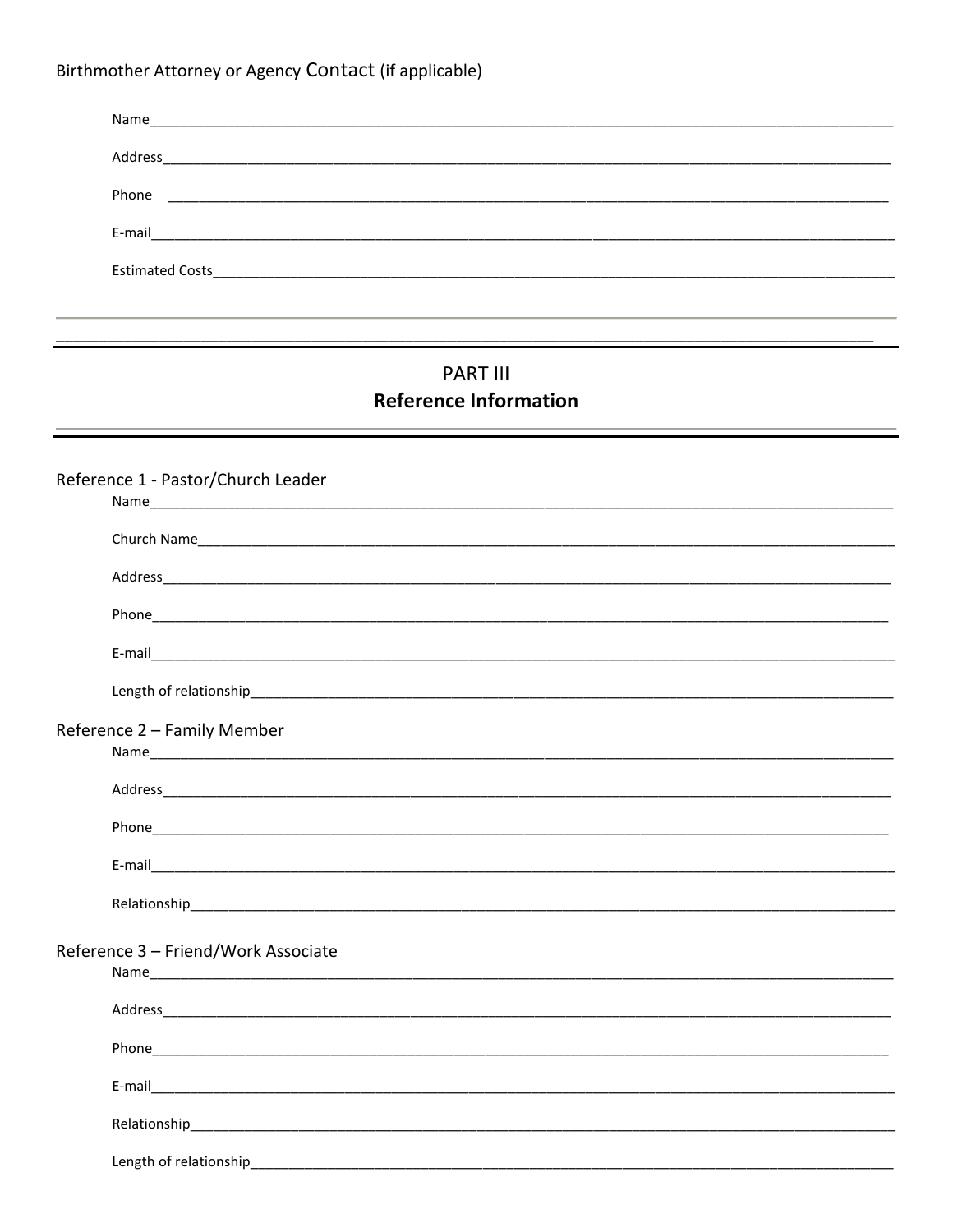Birthmother Attorney or Agency Contact (if applicable)

Name\_\_\_\_\_\_\_\_\_\_\_\_\_\_\_\_\_\_\_\_\_\_\_\_\_\_\_\_\_\_\_\_\_\_\_\_\_\_\_\_\_\_\_\_

Address\_\_\_\_\_\_\_\_\_\_\_\_\_\_\_\_\_\_\_\_\_\_\_\_\_\_\_\_\_\_\_\_\_\_\_\_\_\_\_\_\_\_

Phone \_\_\_\_\_\_\_\_\_\_\_\_\_\_\_\_\_\_\_\_\_\_\_\_\_\_\_\_\_\_\_\_\_\_\_\_\_\_\_\_\_\_\_

E-mail\_\_\_\_\_\_\_\_\_\_\_\_\_\_\_\_\_\_\_\_\_\_\_\_\_\_\_\_\_\_\_\_\_\_\_\_\_\_\_\_\_\_\_

Estimated Costs\_\_\_\_\_\_\_\_\_\_\_\_\_\_\_\_\_\_\_\_\_\_\_\_\_\_\_\_\_\_\_\_\_\_\_\_\_\_

---

## PART III
## **Reference Information**

---

Reference 1 - Pastor/Church Leader

Name\_\_\_\_\_\_\_\_\_\_\_\_\_\_\_\_\_\_\_\_\_\_\_\_\_\_\_\_\_\_\_\_\_\_\_\_\_\_\_\_\_\_\_\_

Church Name\_\_\_\_\_\_\_\_\_\_\_\_\_\_\_\_\_\_\_\_\_\_\_\_\_\_\_\_\_\_\_\_\_\_\_\_\_\_\_

Address\_\_\_\_\_\_\_\_\_\_\_\_\_\_\_\_\_\_\_\_\_\_\_\_\_\_\_\_\_\_\_\_\_\_\_\_\_\_\_\_\_\_

Phone\_\_\_\_\_\_\_\_\_\_\_\_\_\_\_\_\_\_\_\_\_\_\_\_\_\_\_\_\_\_\_\_\_\_\_\_\_\_\_\_\_\_\_

E-mail\_\_\_\_\_\_\_\_\_\_\_\_\_\_\_\_\_\_\_\_\_\_\_\_\_\_\_\_\_\_\_\_\_\_\_\_\_\_\_\_\_\_\_

Length of relationship\_\_\_\_\_\_\_\_\_\_\_\_\_\_\_\_\_\_\_\_\_\_\_\_\_\_\_\_\_\_\_\_\_\_

Reference 2 – Family Member

Name\_\_\_\_\_\_\_\_\_\_\_\_\_\_\_\_\_\_\_\_\_\_\_\_\_\_\_\_\_\_\_\_\_\_\_\_\_\_\_\_\_\_\_\_

Address\_\_\_\_\_\_\_\_\_\_\_\_\_\_\_\_\_\_\_\_\_\_\_\_\_\_\_\_\_\_\_\_\_\_\_\_\_\_\_\_\_\_

Phone\_\_\_\_\_\_\_\_\_\_\_\_\_\_\_\_\_\_\_\_\_\_\_\_\_\_\_\_\_\_\_\_\_\_\_\_\_\_\_\_\_\_\_

E-mail\_\_\_\_\_\_\_\_\_\_\_\_\_\_\_\_\_\_\_\_\_\_\_\_\_\_\_\_\_\_\_\_\_\_\_\_\_\_\_\_\_\_\_

Relationship\_\_\_\_\_\_\_\_\_\_\_\_\_\_\_\_\_\_\_\_\_\_\_\_\_\_\_\_\_\_\_\_\_\_\_\_\_\_\_\_

Reference 3 – Friend/Work Associate

Name\_\_\_\_\_\_\_\_\_\_\_\_\_\_\_\_\_\_\_\_\_\_\_\_\_\_\_\_\_\_\_\_\_\_\_\_\_\_\_\_\_\_\_\_

Address\_\_\_\_\_\_\_\_\_\_\_\_\_\_\_\_\_\_\_\_\_\_\_\_\_\_\_\_\_\_\_\_\_\_\_\_\_\_\_\_\_\_

Phone\_\_\_\_\_\_\_\_\_\_\_\_\_\_\_\_\_\_\_\_\_\_\_\_\_\_\_\_\_\_\_\_\_\_\_\_\_\_\_\_\_\_\_

E-mail\_\_\_\_\_\_\_\_\_\_\_\_\_\_\_\_\_\_\_\_\_\_\_\_\_\_\_\_\_\_\_\_\_\_\_\_\_\_\_\_\_\_\_

Relationship\_\_\_\_\_\_\_\_\_\_\_\_\_\_\_\_\_\_\_\_\_\_\_\_\_\_\_\_\_\_\_\_\_\_\_\_\_\_\_\_

Length of relationship\_\_\_\_\_\_\_\_\_\_\_\_\_\_\_\_\_\_\_\_\_\_\_\_\_\_\_\_\_\_\_\_\_\_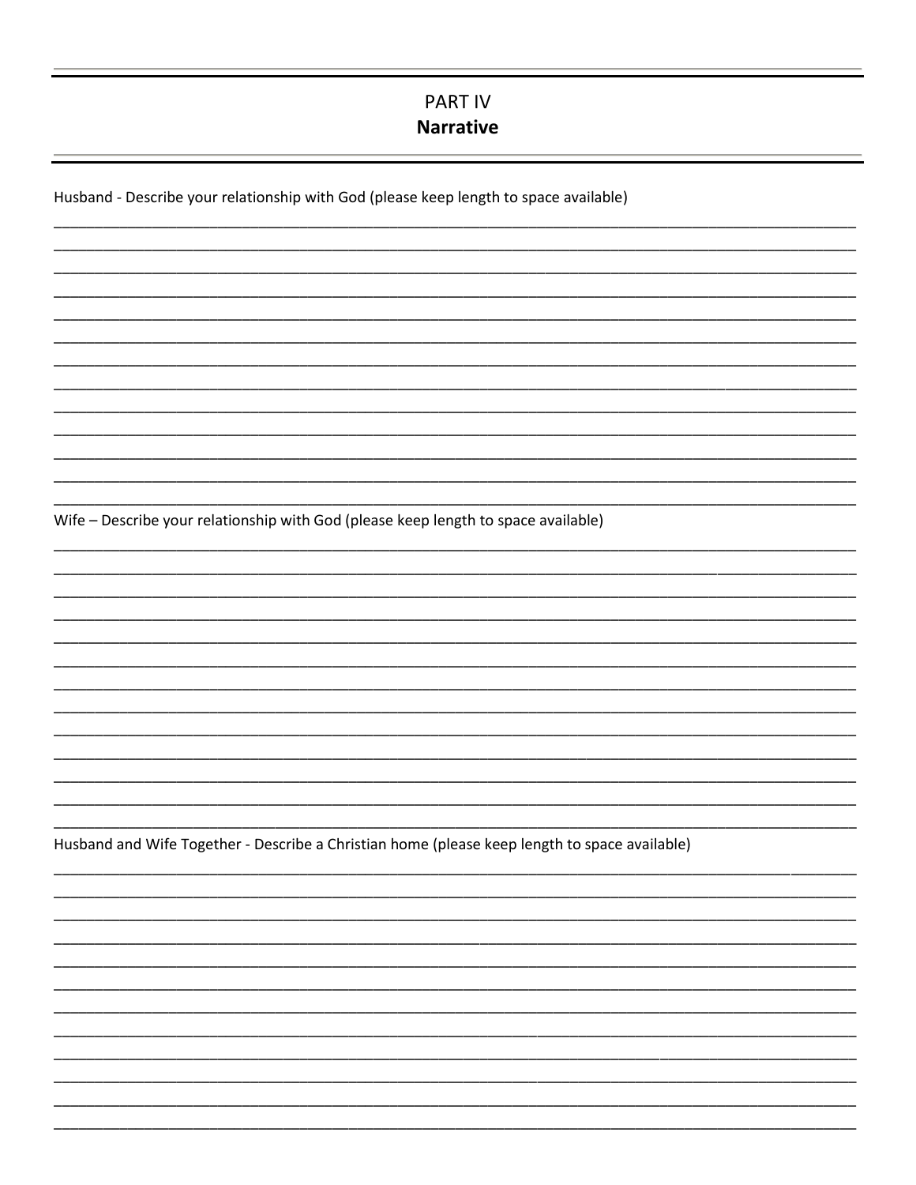## PART IV
**Narrative**

Husband - Describe your relationship with God (please keep length to space available)

Wife – Describe your relationship with God (please keep length to space available)

Husband and Wife Together - Describe a Christian home (please keep length to space available)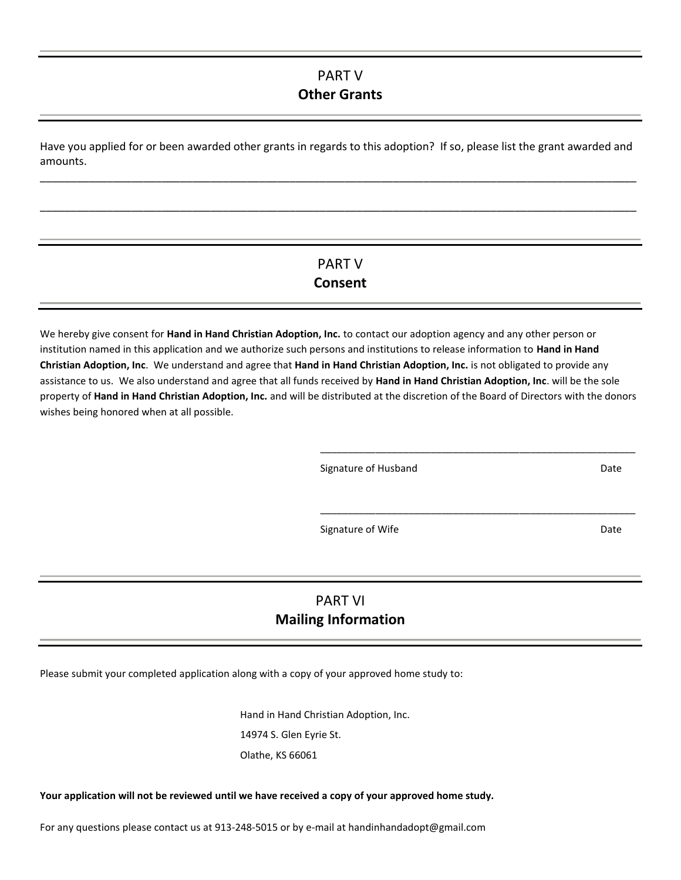## PART V
## Other Grants

Have you applied for or been awarded other grants in regards to this adoption? If so, please list the grant awarded and amounts.

______________________________________________________________________________________________

______________________________________________________________________________________________

## PART V
## Consent

We hereby give consent for **Hand in Hand Christian Adoption, Inc.** to contact our adoption agency and any other person or institution named in this application and we authorize such persons and institutions to release information to **Hand in Hand Christian Adoption, Inc**. We understand and agree that **Hand in Hand Christian Adoption, Inc.** is not obligated to provide any assistance to us. We also understand and agree that all funds received by **Hand in Hand Christian Adoption, Inc**. will be the sole property of **Hand in Hand Christian Adoption, Inc.** and will be distributed at the discretion of the Board of Directors with the donors wishes being honored when at all possible.

______________________________________________________

Signature of Husband Date

______________________________________________________

Signature of Wife Date

## PART VI
## Mailing Information

Please submit your completed application along with a copy of your approved home study to:

Hand in Hand Christian Adoption, Inc.
14974 S. Glen Eyrie St.
Olathe, KS 66061

**Your application will not be reviewed until we have received a copy of your approved home study.**

For any questions please contact us at 913-248-5015 or by e-mail at handinhandadopt@gmail.com